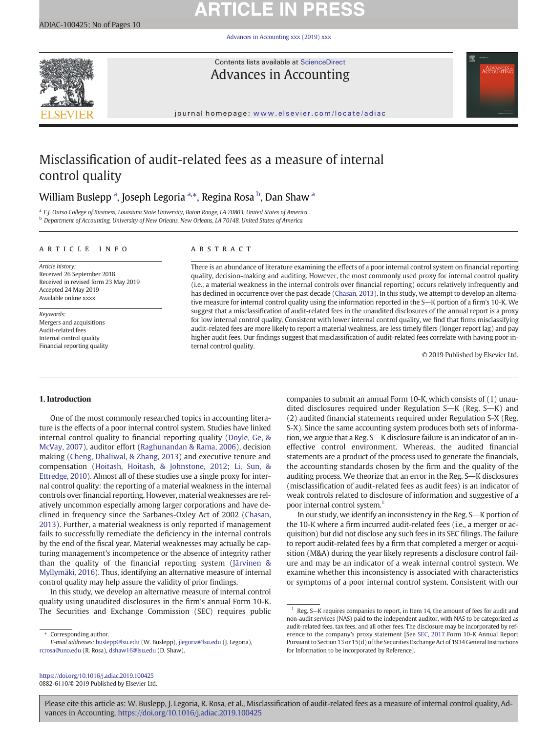# Misclassification of audit-related fees as a measure of internal control quality

William Buslepp [a], Joseph Legoria [a,*], Regina Rosa [b], Dan Shaw [a]

[a] E.J. Ourso College of Business, Louisiana State University, Baton Rouge, LA 70803, United States of America
[b] Department of Accounting, University of New Orleans, New Orleans, LA 70148, United States of America

## ARTICLE INFO

*Article history:*
Received 26 September 2018
Received in revised form 23 May 2019
Accepted 24 May 2019
Available online xxxx

*Keywords:*
Mergers and acquisitions
Audit-related fees
Internal control quality
Financial reporting quality

## ABSTRACT

There is an abundance of literature examining the effects of a poor internal control system on financial reporting quality, decision-making and auditing. However, the most commonly used proxy for internal control quality (i.e., a material weakness in the internal controls over financial reporting) occurs relatively infrequently and has declined in occurrence over the past decade (Chasan, 2013). In this study, we attempt to develop an alternative measure for internal control quality using the information reported in the S—K portion of a firm's 10-K. We suggest that a misclassification of audit-related fees in the unaudited disclosures of the annual report is a proxy for low internal control quality. Consistent with lower internal control quality, we find that firms misclassifying audit-related fees are more likely to report a material weakness, are less timely filers (longer report lag) and pay higher audit fees. Our findings suggest that misclassification of audit-related fees correlate with having poor internal control quality.

© 2019 Published by Elsevier Ltd.

## 1. Introduction

One of the most commonly researched topics in accounting literature is the effects of a poor internal control system. Studies have linked internal control quality to financial reporting quality (Doyle, Ge, & McVay, 2007), auditor effort (Raghunandan & Rama, 2006), decision making (Cheng, Dhaliwal, & Zhang, 2013) and executive tenure and compensation (Hoitash, Hoitash, & Johnstone, 2012; Li, Sun, & Ettredge, 2010). Almost all of these studies use a single proxy for internal control quality: the reporting of a material weakness in the internal controls over financial reporting. However, material weaknesses are relatively uncommon especially among larger corporations and have declined in frequency since the Sarbanes-Oxley Act of 2002 (Chasan, 2013). Further, a material weakness is only reported if management fails to successfully remediate the deficiency in the internal controls by the end of the fiscal year. Material weaknesses may actually be capturing management's incompetence or the absence of integrity rather than the quality of the financial reporting system (Järvinen & Myllymäki, 2016). Thus, identifying an alternative measure of internal control quality may help assure the validity of prior findings.

In this study, we develop an alternative measure of internal control quality using unaudited disclosures in the firm's annual Form 10-K. The Securities and Exchange Commission (SEC) requires public companies to submit an annual Form 10-K, which consists of (1) unaudited disclosures required under Regulation S—K (Reg. S—K) and (2) audited financial statements required under Regulation S-X (Reg. S-X). Since the same accounting system produces both sets of information, we argue that a Reg. S—K disclosure failure is an indicator of an ineffective control environment. Whereas, the audited financial statements are a product of the process used to generate the financials, the accounting standards chosen by the firm and the quality of the auditing process. We theorize that an error in the Reg. S—K disclosures (misclassification of audit-related fees as audit fees) is an indicator of weak controls related to disclosure of information and suggestive of a poor internal control system.[1]

In our study, we identify an inconsistency in the Reg. S—K portion of the 10-K where a firm incurred audit-related fees (i.e., a merger or acquisition) but did not disclose any such fees in its SEC filings. The failure to report audit-related fees by a firm that completed a merger or acquisition (M&A) during the year likely represents a disclosure control failure and may be an indicator of a weak internal control system. We examine whether this inconsistency is associated with characteristics or symptoms of a poor internal control system. Consistent with our

---

* Corresponding author.
*E-mail addresses:* buslepp@lsu.edu (W. Buslepp), jlegoria@lsu.edu (J. Legoria), rcrosa@uno.edu (R. Rosa), dshaw16@lsu.edu (D. Shaw).

[1] Reg. S—K requires companies to report, in Item 14, the amount of fees for audit and non-audit services (NAS) paid to the independent auditor, with NAS to be categorized as audit-related fees, tax fees, and all other fees. The disclosure may be incorporated by reference to the company's proxy statement [See SEC, 2017 Form 10-K Annual Report Pursuant to Section 13 or 15(d) of the Securities Exchange Act of 1934 General Instructions for Information to be incorporated by Reference].

https://doi.org/10.1016/j.adiac.2019.100425
0882-6110/© 2019 Published by Elsevier Ltd.

Please cite this article as: W. Buslepp, J. Legoria, R. Rosa, et al., Misclassification of audit-related fees as a measure of internal control quality, Advances in Accounting, https://doi.org/10.1016/j.adiac.2019.100425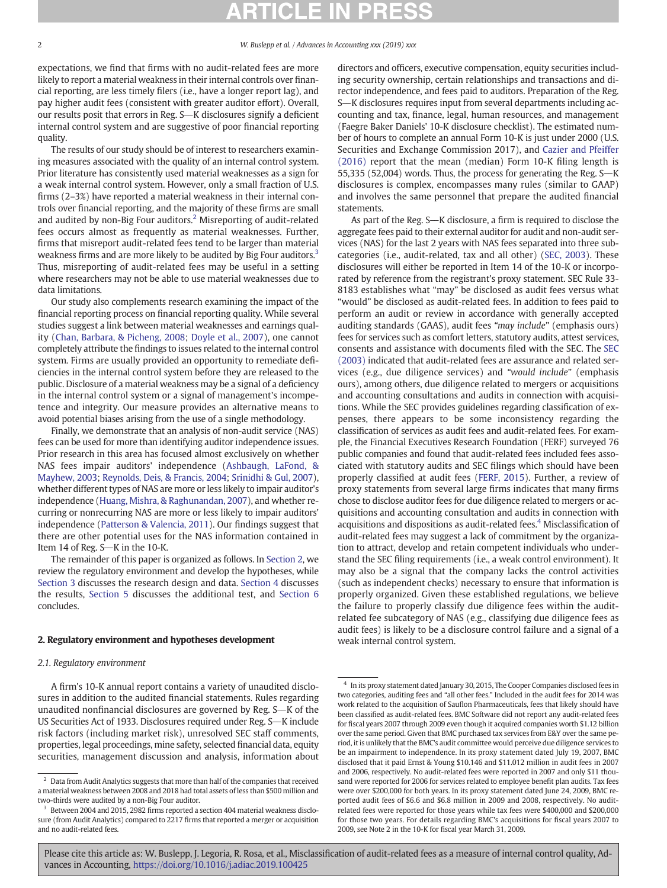expectations, we find that firms with no audit-related fees are more likely to report a material weakness in their internal controls over financial reporting, are less timely filers (i.e., have a longer report lag), and pay higher audit fees (consistent with greater auditor effort). Overall, our results posit that errors in Reg. S—K disclosures signify a deficient internal control system and are suggestive of poor financial reporting quality.

The results of our study should be of interest to researchers examining measures associated with the quality of an internal control system. Prior literature has consistently used material weaknesses as a sign for a weak internal control system. However, only a small fraction of U.S. firms (2–3%) have reported a material weakness in their internal controls over financial reporting, and the majority of these firms are small and audited by non-Big Four auditors.[2] Misreporting of audit-related fees occurs almost as frequently as material weaknesses. Further, firms that misreport audit-related fees tend to be larger than material weakness firms and are more likely to be audited by Big Four auditors.[3] Thus, misreporting of audit-related fees may be useful in a setting where researchers may not be able to use material weaknesses due to data limitations.

Our study also complements research examining the impact of the financial reporting process on financial reporting quality. While several studies suggest a link between material weaknesses and earnings quality (Chan, Barbara, & Picheng, 2008; Doyle et al., 2007), one cannot completely attribute the findings to issues related to the internal control system. Firms are usually provided an opportunity to remediate deficiencies in the internal control system before they are released to the public. Disclosure of a material weakness may be a signal of a deficiency in the internal control system or a signal of management's incompetence and integrity. Our measure provides an alternative means to avoid potential biases arising from the use of a single methodology.

Finally, we demonstrate that an analysis of non-audit service (NAS) fees can be used for more than identifying auditor independence issues. Prior research in this area has focused almost exclusively on whether NAS fees impair auditors' independence (Ashbaugh, LaFond, & Mayhew, 2003; Reynolds, Deis, & Francis, 2004; Srinidhi & Gul, 2007), whether different types of NAS are more or less likely to impair auditor's independence (Huang, Mishra, & Raghunandan, 2007), and whether recurring or nonrecurring NAS are more or less likely to impair auditors' independence (Patterson & Valencia, 2011). Our findings suggest that there are other potential uses for the NAS information contained in Item 14 of Reg. S—K in the 10-K.

The remainder of this paper is organized as follows. In Section 2, we review the regulatory environment and develop the hypotheses, while Section 3 discusses the research design and data. Section 4 discusses the results, Section 5 discusses the additional test, and Section 6 concludes.

## 2. Regulatory environment and hypotheses development

### 2.1. Regulatory environment

A firm's 10-K annual report contains a variety of unaudited disclosures in addition to the audited financial statements. Rules regarding unaudited nonfinancial disclosures are governed by Reg. S—K of the US Securities Act of 1933. Disclosures required under Reg. S—K include risk factors (including market risk), unresolved SEC staff comments, properties, legal proceedings, mine safety, selected financial data, equity securities, management discussion and analysis, information about directors and officers, executive compensation, equity securities including security ownership, certain relationships and transactions and director independence, and fees paid to auditors. Preparation of the Reg. S—K disclosures requires input from several departments including accounting and tax, finance, legal, human resources, and management (Faegre Baker Daniels' 10-K disclosure checklist). The estimated number of hours to complete an annual Form 10-K is just under 2000 (U.S. Securities and Exchange Commission 2017), and Cazier and Pfeiffer (2016) report that the mean (median) Form 10-K filing length is 55,335 (52,004) words. Thus, the process for generating the Reg. S—K disclosures is complex, encompasses many rules (similar to GAAP) and involves the same personnel that prepare the audited financial statements.

As part of the Reg. S—K disclosure, a firm is required to disclose the aggregate fees paid to their external auditor for audit and non-audit services (NAS) for the last 2 years with NAS fees separated into three subcategories (i.e., audit-related, tax and all other) (SEC, 2003). These disclosures will either be reported in Item 14 of the 10-K or incorporated by reference from the registrant's proxy statement. SEC Rule 33-8183 establishes what "may" be disclosed as audit fees versus what "would" be disclosed as audit-related fees. In addition to fees paid to perform an audit or review in accordance with generally accepted auditing standards (GAAS), audit fees "*may include*" (emphasis ours) fees for services such as comfort letters, statutory audits, attest services, consents and assistance with documents filed with the SEC. The SEC (2003) indicated that audit-related fees are assurance and related services (e.g., due diligence services) and "*would include*" (emphasis ours), among others, due diligence related to mergers or acquisitions and accounting consultations and audits in connection with acquisitions. While the SEC provides guidelines regarding classification of expenses, there appears to be some inconsistency regarding the classification of services as audit fees and audit-related fees. For example, the Financial Executives Research Foundation (FERF) surveyed 76 public companies and found that audit-related fees included fees associated with statutory audits and SEC filings which should have been properly classified at audit fees (FERF, 2015). Further, a review of proxy statements from several large firms indicates that many firms chose to disclose auditor fees for due diligence related to mergers or acquisitions and accounting consultation and audits in connection with acquisitions and dispositions as audit-related fees.[4] Misclassification of audit-related fees may suggest a lack of commitment by the organization to attract, develop and retain competent individuals who understand the SEC filing requirements (i.e., a weak control environment). It may also be a signal that the company lacks the control activities (such as independent checks) necessary to ensure that information is properly organized. Given these established regulations, we believe the failure to properly classify due diligence fees within the audit-related fee subcategory of NAS (e.g., classifying due diligence fees as audit fees) is likely to be a disclosure control failure and a signal of a weak internal control system.

[2] Data from Audit Analytics suggests that more than half of the companies that received a material weakness between 2008 and 2018 had total assets of less than $500 million and two-thirds were audited by a non-Big Four auditor.

[3] Between 2004 and 2015, 2982 firms reported a section 404 material weakness disclosure (from Audit Analytics) compared to 2217 firms that reported a merger or acquisition and no audit-related fees.

[4] In its proxy statement dated January 30, 2015, The Cooper Companies disclosed fees in two categories, auditing fees and "all other fees." Included in the audit fees for 2014 was work related to the acquisition of Sauflon Pharmaceuticals, fees that likely should have been classified as audit-related fees. BMC Software did not report any audit-related fees for fiscal years 2007 through 2009 even though it acquired companies worth $1.12 billion over the same period. Given that BMC purchased tax services from E&Y over the same period, it is unlikely that the BMC's audit committee would perceive due diligence services to be an impairment to independence. In its proxy statement dated July 19, 2007, BMC disclosed that it paid Ernst & Young $10.146 and $11.012 million in audit fees in 2007 and 2006, respectively. No audit-related fees were reported in 2007 and only $11 thousand were reported for 2006 for services related to employee benefit plan audits. Tax fees were over $200,000 for both years. In its proxy statement dated June 24, 2009, BMC reported audit fees of $6.6 and $6.8 million in 2009 and 2008, respectively. No audit-related fees were reported for those years while tax fees were $400,000 and $200,000 for those two years. For details regarding BMC's acquisitions for fiscal years 2007 to 2009, see Note 2 in the 10-K for fiscal year March 31, 2009.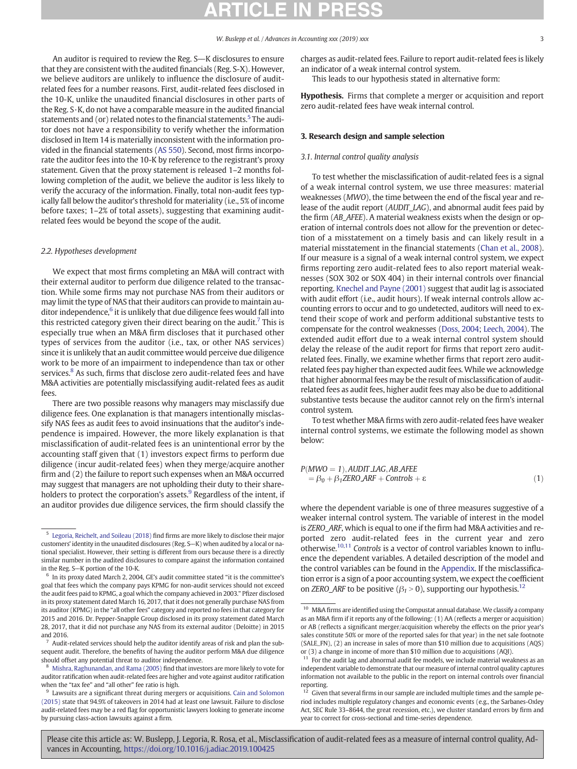An auditor is required to review the Reg. S—K disclosures to ensure that they are consistent with the audited financials (Reg. S-X). However, we believe auditors are unlikely to influence the disclosure of audit-related fees for a number reasons. First, audit-related fees disclosed in the 10-K, unlike the unaudited financial disclosures in other parts of the Reg. S·K, do not have a comparable measure in the audited financial statements and (or) related notes to the financial statements.[5] The auditor does not have a responsibility to verify whether the information disclosed in Item 14 is materially inconsistent with the information provided in the financial statements (AS 550). Second, most firms incorporate the auditor fees into the 10-K by reference to the registrant's proxy statement. Given that the proxy statement is released 1–2 months following completion of the audit, we believe the auditor is less likely to verify the accuracy of the information. Finally, total non-audit fees typically fall below the auditor's threshold for materiality (i.e., 5% of income before taxes; 1–2% of total assets), suggesting that examining audit-related fees would be beyond the scope of the audit.

### 2.2. Hypotheses development

We expect that most firms completing an M&A will contract with their external auditor to perform due diligence related to the transaction. While some firms may not purchase NAS from their auditors or may limit the type of NAS that their auditors can provide to maintain auditor independence,[6] it is unlikely that due diligence fees would fall into this restricted category given their direct bearing on the audit.[7] This is especially true when an M&A firm discloses that it purchased other types of services from the auditor (i.e., tax, or other NAS services) since it is unlikely that an audit committee would perceive due diligence work to be more of an impairment to independence than tax or other services.[8] As such, firms that disclose zero audit-related fees and have M&A activities are potentially misclassifying audit-related fees as audit fees.

There are two possible reasons why managers may misclassify due diligence fees. One explanation is that managers intentionally misclassify NAS fees as audit fees to avoid insinuations that the auditor's independence is impaired. However, the more likely explanation is that misclassification of audit-related fees is an unintentional error by the accounting staff given that (1) investors expect firms to perform due diligence (incur audit-related fees) when they merge/acquire another firm and (2) the failure to report such expenses when an M&A occurred may suggest that managers are not upholding their duty to their shareholders to protect the corporation's assets.[9] Regardless of the intent, if an auditor provides due diligence services, the firm should classify the charges as audit-related fees. Failure to report audit-related fees is likely an indicator of a weak internal control system.

This leads to our hypothesis stated in alternative form:

**Hypothesis.** Firms that complete a merger or acquisition and report zero audit-related fees have weak internal control.

## 3. Research design and sample selection

### 3.1. Internal control quality analysis

To test whether the misclassification of audit-related fees is a signal of a weak internal control system, we use three measures: material weaknesses (*MWO*), the time between the end of the fiscal year and release of the audit report (*AUDIT_LAG*), and abnormal audit fees paid by the firm (*AB_AFEE*). A material weakness exists when the design or operation of internal controls does not allow for the prevention or detection of a misstatement on a timely basis and can likely result in a material misstatement in the financial statements (Chan et al., 2008). If our measure is a signal of a weak internal control system, we expect firms reporting zero audit-related fees to also report material weaknesses (SOX 302 or SOX 404) in their internal controls over financial reporting. Knechel and Payne (2001) suggest that audit lag is associated with audit effort (i.e., audit hours). If weak internal controls allow accounting errors to occur and to go undetected, auditors will need to extend their scope of work and perform additional substantive tests to compensate for the control weaknesses (Doss, 2004; Leech, 2004). The extended audit effort due to a weak internal control system should delay the release of the audit report for firms that report zero audit-related fees. Finally, we examine whether firms that report zero audit-related fees pay higher than expected audit fees. While we acknowledge that higher abnormal fees may be the result of misclassification of audit-related fees as audit fees, higher audit fees may also be due to additional substantive tests because the auditor cannot rely on the firm's internal control system.

To test whether M&A firms with zero audit-related fees have weaker internal control systems, we estimate the following model as shown below:

$$P(MWO = 1), AUDIT\_LAG, AB\_AFEE = \beta_0 + \beta_1 ZERO\_ARF + Controls + \varepsilon \tag{1}$$

where the dependent variable is one of three measures suggestive of a weaker internal control system. The variable of interest in the model is *ZERO_ARF*, which is equal to one if the firm had M&A activities and reported zero audit-related fees in the current year and zero otherwise.[10,11] *Controls* is a vector of control variables known to influence the dependent variables. A detailed description of the model and the control variables can be found in the Appendix. If the misclassification error is a sign of a poor accounting system, we expect the coefficient on *ZERO_ARF* to be positive ($\beta_1 > 0$), supporting our hypothesis.[12]

---

[5] Legoria, Reichelt, and Soileau (2018) find firms are more likely to disclose their major customers' identity in the unaudited disclosures (Reg. S—K) when audited by a local or national specialist. However, their setting is different from ours because there is a directly similar number in the audited disclosures to compare against the information contained in the Reg. S—K portion of the 10-K.

[6] In its proxy dated March 2, 2004, GE's audit committee stated "it is the committee's goal that fees which the company pays KPMG for non-audit services should not exceed the audit fees paid to KPMG, a goal which the company achieved in 2003." Pfizer disclosed in its proxy statement dated March 16, 2017, that it does not generally purchase NAS from its auditor (KPMG) in the "all other fees" category and reported no fees in that category for 2015 and 2016. Dr. Pepper-Snapple Group disclosed in its proxy statement dated March 28, 2017, that it did not purchase any NAS from its external auditor (Deloitte) in 2015 and 2016.

[7] Audit-related services should help the auditor identify areas of risk and plan the subsequent audit. Therefore, the benefits of having the auditor perform M&A due diligence should offset any potential threat to auditor independence.

[8] Mishra, Raghunandan, and Rama (2005) find that investors are more likely to vote for auditor ratification when audit-related fees are higher and vote against auditor ratification when the "tax fee" and "all other" fee ratio is high.

[9] Lawsuits are a significant threat during mergers or acquisitions. Cain and Solomon (2015) state that 94.9% of takeovers in 2014 had at least one lawsuit. Failure to disclose audit-related fees may be a red flag for opportunistic lawyers looking to generate income by pursuing class-action lawsuits against a firm.

[10] M&A firms are identified using the Compustat annual database. We classify a company as an M&A firm if it reports any of the following: (1) AA (reflects a merger or acquisition) or AB (reflects a significant merger/acquisition whereby the effects on the prior year's sales constitute 50% or more of the reported sales for that year) in the net sale footnote (SALE_FN), (2) an increase in sales of more than \$10 million due to acquisitions (AQS) or (3) a change in income of more than \$10 million due to acquisitions (AQI).

[11] For the audit lag and abnormal audit fee models, we include material weakness as an independent variable to demonstrate that our measure of internal control quality captures information not available to the public in the report on internal controls over financial reporting.

[12] Given that several firms in our sample are included multiple times and the sample period includes multiple regulatory changes and economic events (e.g., the Sarbanes-Oxley Act, SEC Rule 33–8644, the great recession, etc.), we cluster standard errors by firm and year to correct for cross-sectional and time-series dependence.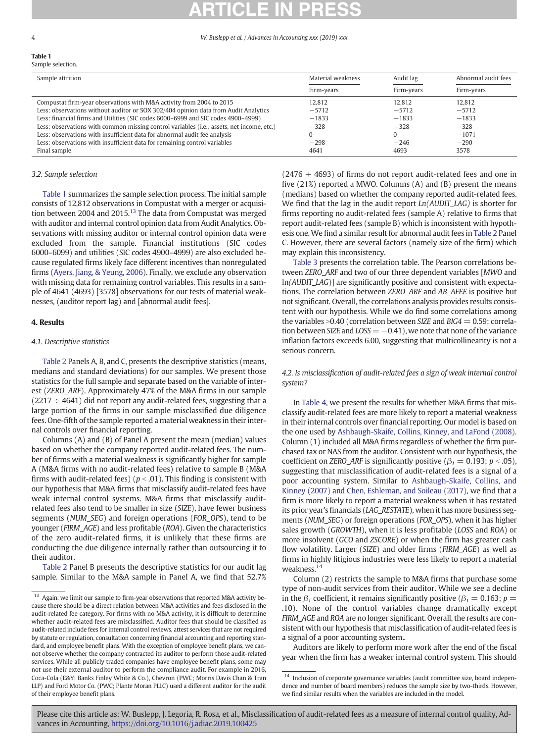**Table 1**
Sample selection.

| Sample attrition | Material weakness | Audit lag | Abnormal audit fees |
|---|---|---|---|
| | Firm-years | Firm-years | Firm-years |
| Compustat firm-year observations with M&A activity from 2004 to 2015 | 12,812 | 12,812 | 12,812 |
| Less: observations without auditor or SOX 302/404 opinion data from Audit Analytics | −5712 | −5712 | −5712 |
| Less: financial firms and Utilities (SIC codes 6000–6999 and SIC codes 4900–4999) | −1833 | −1833 | −1833 |
| Less: observations with common missing control variables (i.e., assets, net income, etc.) | −328 | −328 | −328 |
| Less: observations with insufficient data for abnormal audit fee analysis | 0 | 0 | −1071 |
| Less: observations with insufficient data for remaining control variables | −298 | −246 | −290 |
| Final sample | 4641 | 4693 | 3578 |

### 3.2. Sample selection

Table 1 summarizes the sample selection process. The initial sample consists of 12,812 observations in Compustat with a merger or acquisition between 2004 and 2015.[13] The data from Compustat was merged with auditor and internal control opinion data from Audit Analytics. Observations with missing auditor or internal control opinion data were excluded from the sample. Financial institutions (SIC codes 6000–6999) and utilities (SIC codes 4900–4999) are also excluded because regulated firms likely face different incentives than nonregulated firms (Ayers, Jiang, & Yeung, 2006). Finally, we exclude any observation with missing data for remaining control variables. This results in a sample of 4641 (4693) [3578] observations for our tests of material weaknesses, (auditor report lag) and [abnormal audit fees].

## 4. Results

### 4.1. Descriptive statistics

Table 2 Panels A, B, and C, presents the descriptive statistics (means, medians and standard deviations) for our samples. We present those statistics for the full sample and separate based on the variable of interest (*ZERO_ARF*). Approximately 47% of the M&A firms in our sample (2217 ÷ 4641) did not report any audit-related fees, suggesting that a large portion of the firms in our sample misclassified due diligence fees. One-fifth of the sample reported a material weakness in their internal controls over financial reporting.

Columns (A) and (B) of Panel A present the mean (median) values based on whether the company reported audit-related fees. The number of firms with a material weakness is significantly higher for sample A (M&A firms with no audit-related fees) relative to sample B (M&A firms with audit-related fees) ($p < .01$). This finding is consistent with our hypothesis that M&A firms that misclassify audit-related fees have weak internal control systems. M&A firms that misclassify audit-related fees also tend to be smaller in size (*SIZE*), have fewer business segments (*NUM_SEG*) and foreign operations (*FOR_OPS*), tend to be younger (*FIRM_AGE*) and less profitable (*ROA*). Given the characteristics of the zero audit-related firms, it is unlikely that these firms are conducting the due diligence internally rather than outsourcing it to their auditor.

Table 2 Panel B presents the descriptive statistics for our audit lag sample. Similar to the M&A sample in Panel A, we find that 52.7% (2476 ÷ 4693) of firms do not report audit-related fees and one in five (21%) reported a MWO. Columns (A) and (B) present the means (medians) based on whether the company reported audit-related fees. We find that the lag in the audit report *Ln(AUDIT_LAG)* is shorter for firms reporting no audit-related fees (sample A) relative to firms that report audit-related fees (sample B) which is inconsistent with hypothesis one. We find a similar result for abnormal audit fees in Table 2 Panel C. However, there are several factors (namely size of the firm) which may explain this inconsistency.

Table 3 presents the correlation table. The Pearson correlations between *ZERO_ARF* and two of our three dependent variables [*MWO* and ln(*AUDIT_LAG*)] are significantly positive and consistent with expectations. The correlation between *ZERO_ARF* and *AB_AFEE* is positive but not significant. Overall, the correlations analysis provides results consistent with our hypothesis. While we do find some correlations among the variables >0.40 (correlation between *SIZE* and *BIG4* = 0.59; correlation between *SIZE* and *LOSS* = −0.41), we note that none of the variance inflation factors exceeds 6.00, suggesting that multicollinearity is not a serious concern.

### 4.2. Is misclassification of audit-related fees a sign of weak internal control system?

In Table 4, we present the results for whether M&A firms that misclassify audit-related fees are more likely to report a material weakness in their internal controls over financial reporting. Our model is based on the one used by Ashbaugh-Skaife, Collins, Kinney, and LaFond (2008). Column (1) included all M&A firms regardless of whether the firm purchased tax or NAS from the auditor. Consistent with our hypothesis, the coefficient on *ZERO_ARF* is significantly positive ($\beta_1 = 0.193$; $p < .05$), suggesting that misclassification of audit-related fees is a signal of a poor accounting system. Similar to Ashbaugh-Skaife, Collins, and Kinney (2007) and Chen, Eshleman, and Soileau (2017), we find that a firm is more likely to report a material weakness when it has restated its prior year's financials (*LAG_RESTATE*), when it has more business segments (*NUM_SEG*) or foreign operations (*FOR_OPS*), when it has higher sales growth (*GROWTH*), when it is less profitable (*LOSS* and *ROA*) or more insolvent (*GCO* and *ZSCORE*) or when the firm has greater cash flow volatility. Larger (*SIZE*) and older firms (*FIRM_AGE*) as well as firms in highly litigious industries were less likely to report a material weakness.[14]

Column (2) restricts the sample to M&A firms that purchase some type of non-audit services from their auditor. While we see a decline in the $\beta_1$ coefficient, it remains significantly positive ($\beta_1 = 0.163$; $p = .10$). None of the control variables change dramatically except *FIRM_AGE* and *ROA* are no longer significant. Overall, the results are consistent with our hypothesis that misclassification of audit-related fees is a signal of a poor accounting system..

Auditors are likely to perform more work after the end of the fiscal year when the firm has a weaker internal control system. This should

---

[13] Again, we limit our sample to firm-year observations that reported M&A activity because there should be a direct relation between M&A activities and fees disclosed in the audit-related fee category. For firms with no M&A activity, it is difficult to determine whether audit-related fees are misclassified. Auditor fees that should be classified as audit-related include fees for internal control reviews, attest services that are not required by statute or regulation, consultation concerning financial accounting and reporting standard, and employee benefit plans. With the exception of employee benefit plans, we cannot observe whether the company contracted its auditor to perform those audit-related services. While all publicly traded companies have employee benefit plans, some may not use their external auditor to perform the compliance audit. For example in 2016, Coca-Cola (E&Y; Banks Finley White & Co.), Chevron (PWC; Morris Davis Chan & Tran LLP) and Ford Motor Co. (PWC; Plante Moran PLLC) used a different auditor for the audit of their employee benefit plans.

[14] Inclusion of corporate governance variables (audit committee size, board independence and number of board members) reduces the sample size by two-thirds. However, we find similar results when the variables are included in the model.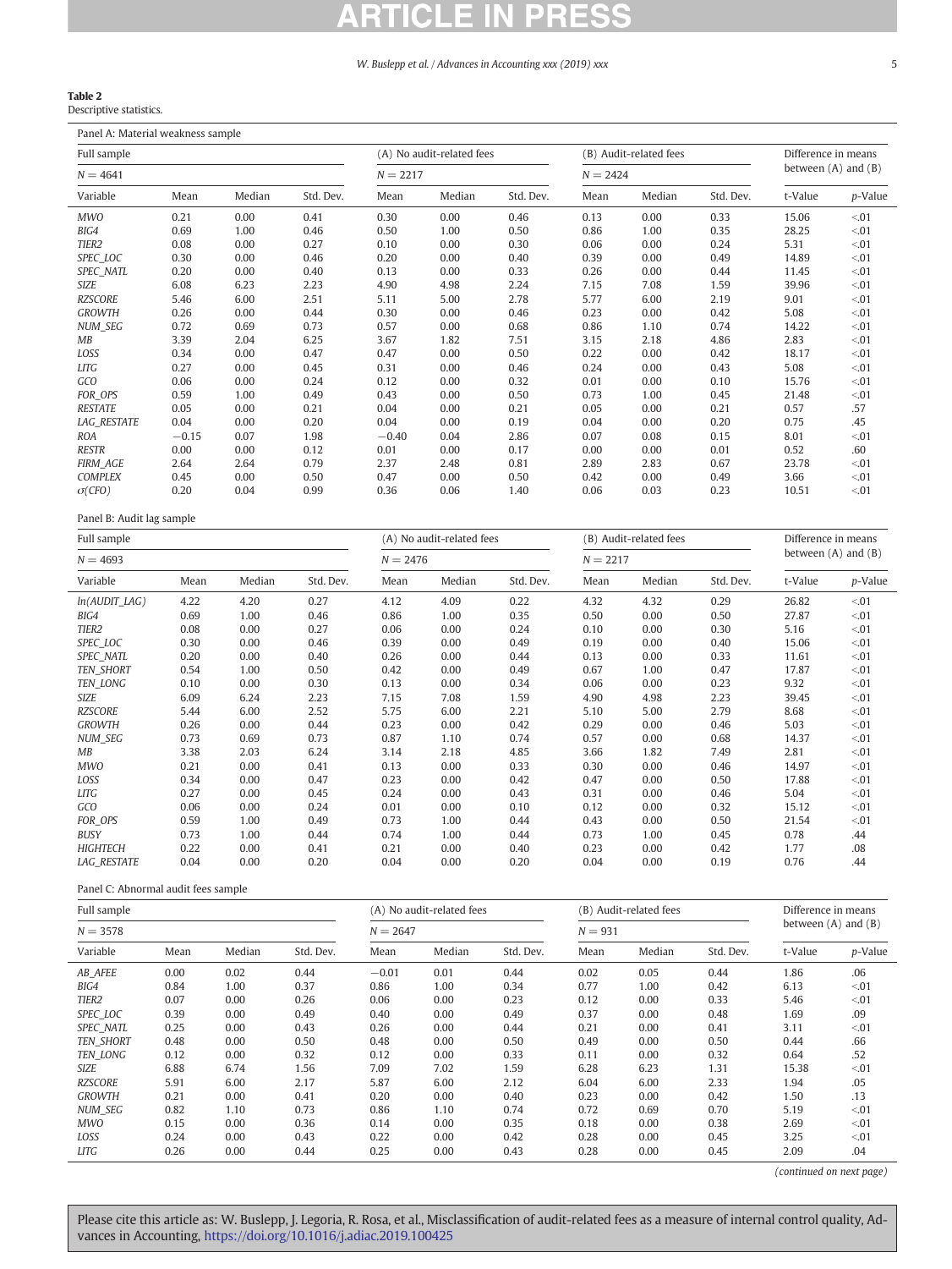**Table 2**
Descriptive statistics.

Panel A: Material weakness sample

| Full sample | | | | (A) No audit-related fees | | | (B) Audit-related fees | | | Difference in means between (A) and (B) | |
|---|---|---|---|---|---|---|---|---|---|---|---|
| $N = 4641$ | | | | $N = 2217$ | | | $N = 2424$ | | | | |
| Variable | Mean | Median | Std. Dev. | Mean | Median | Std. Dev. | Mean | Median | Std. Dev. | t-Value | p-Value |
| *MWO* | 0.21 | 0.00 | 0.41 | 0.30 | 0.00 | 0.46 | 0.13 | 0.00 | 0.33 | 15.06 | <.01 |
| *BIG4* | 0.69 | 1.00 | 0.46 | 0.50 | 1.00 | 0.50 | 0.86 | 1.00 | 0.35 | 28.25 | <.01 |
| *TIER2* | 0.08 | 0.00 | 0.27 | 0.10 | 0.00 | 0.30 | 0.06 | 0.00 | 0.24 | 5.31 | <.01 |
| *SPEC_LOC* | 0.30 | 0.00 | 0.46 | 0.20 | 0.00 | 0.40 | 0.39 | 0.00 | 0.49 | 14.89 | <.01 |
| *SPEC_NATL* | 0.20 | 0.00 | 0.40 | 0.13 | 0.00 | 0.33 | 0.26 | 0.00 | 0.44 | 11.45 | <.01 |
| *SIZE* | 6.08 | 6.23 | 2.23 | 4.90 | 4.98 | 2.24 | 7.15 | 7.08 | 1.59 | 39.96 | <.01 |
| *RZSCORE* | 5.46 | 6.00 | 2.51 | 5.11 | 5.00 | 2.78 | 5.77 | 6.00 | 2.19 | 9.01 | <.01 |
| *GROWTH* | 0.26 | 0.00 | 0.44 | 0.30 | 0.00 | 0.46 | 0.23 | 0.00 | 0.42 | 5.08 | <.01 |
| *NUM_SEG* | 0.72 | 0.69 | 0.73 | 0.57 | 0.00 | 0.68 | 0.86 | 1.10 | 0.74 | 14.22 | <.01 |
| *MB* | 3.39 | 2.04 | 6.25 | 3.67 | 1.82 | 7.51 | 3.15 | 2.18 | 4.86 | 2.83 | <.01 |
| *LOSS* | 0.34 | 0.00 | 0.47 | 0.47 | 0.00 | 0.50 | 0.22 | 0.00 | 0.42 | 18.17 | <.01 |
| *LITG* | 0.27 | 0.00 | 0.45 | 0.31 | 0.00 | 0.46 | 0.24 | 0.00 | 0.43 | 5.08 | <.01 |
| *GCO* | 0.06 | 0.00 | 0.24 | 0.12 | 0.00 | 0.32 | 0.01 | 0.00 | 0.10 | 15.76 | <.01 |
| *FOR_OPS* | 0.59 | 1.00 | 0.49 | 0.43 | 0.00 | 0.50 | 0.73 | 1.00 | 0.45 | 21.48 | <.01 |
| *RESTATE* | 0.05 | 0.00 | 0.21 | 0.04 | 0.00 | 0.21 | 0.05 | 0.00 | 0.21 | 0.57 | .57 |
| *LAG_RESTATE* | 0.04 | 0.00 | 0.20 | 0.04 | 0.00 | 0.19 | 0.04 | 0.00 | 0.20 | 0.75 | .45 |
| *ROA* | −0.15 | 0.07 | 1.98 | −0.40 | 0.04 | 2.86 | 0.07 | 0.08 | 0.15 | 8.01 | <.01 |
| *RESTR* | 0.00 | 0.00 | 0.12 | 0.01 | 0.00 | 0.17 | 0.00 | 0.00 | 0.01 | 0.52 | .60 |
| *FIRM_AGE* | 2.64 | 2.64 | 0.79 | 2.37 | 2.48 | 0.81 | 2.89 | 2.83 | 0.67 | 23.78 | <.01 |
| *COMPLEX* | 0.45 | 0.00 | 0.50 | 0.47 | 0.00 | 0.50 | 0.42 | 0.00 | 0.49 | 3.66 | <.01 |
| $\sigma(CFO)$ | 0.20 | 0.04 | 0.99 | 0.36 | 0.06 | 1.40 | 0.06 | 0.03 | 0.23 | 10.51 | <.01 |

Panel B: Audit lag sample

| Full sample | | | | (A) No audit-related fees | | | (B) Audit-related fees | | | Difference in means between (A) and (B) | |
|---|---|---|---|---|---|---|---|---|---|---|---|
| $N = 4693$ | | | | $N = 2476$ | | | $N = 2217$ | | | | |
| Variable | Mean | Median | Std. Dev. | Mean | Median | Std. Dev. | Mean | Median | Std. Dev. | t-Value | p-Value |
| *ln(AUDIT_LAG)* | 4.22 | 4.20 | 0.27 | 4.12 | 4.09 | 0.22 | 4.32 | 4.32 | 0.29 | 26.82 | <.01 |
| *BIG4* | 0.69 | 1.00 | 0.46 | 0.86 | 1.00 | 0.35 | 0.50 | 0.00 | 0.50 | 27.87 | <.01 |
| *TIER2* | 0.08 | 0.00 | 0.27 | 0.06 | 0.00 | 0.24 | 0.10 | 0.00 | 0.30 | 5.16 | <.01 |
| *SPEC_LOC* | 0.30 | 0.00 | 0.46 | 0.39 | 0.00 | 0.49 | 0.19 | 0.00 | 0.40 | 15.06 | <.01 |
| *SPEC_NATL* | 0.20 | 0.00 | 0.40 | 0.26 | 0.00 | 0.44 | 0.13 | 0.00 | 0.33 | 11.61 | <.01 |
| *TEN_SHORT* | 0.54 | 1.00 | 0.50 | 0.42 | 0.00 | 0.49 | 0.67 | 1.00 | 0.47 | 17.87 | <.01 |
| *TEN_LONG* | 0.10 | 0.00 | 0.30 | 0.13 | 0.00 | 0.34 | 0.06 | 0.00 | 0.23 | 9.32 | <.01 |
| *SIZE* | 6.09 | 6.24 | 2.23 | 7.15 | 7.08 | 1.59 | 4.90 | 4.98 | 2.23 | 39.45 | <.01 |
| *RZSCORE* | 5.44 | 6.00 | 2.52 | 5.75 | 6.00 | 2.21 | 5.10 | 5.00 | 2.79 | 8.68 | <.01 |
| *GROWTH* | 0.26 | 0.00 | 0.44 | 0.23 | 0.00 | 0.42 | 0.29 | 0.00 | 0.46 | 5.03 | <.01 |
| *NUM_SEG* | 0.73 | 0.69 | 0.73 | 0.87 | 1.10 | 0.74 | 0.57 | 0.00 | 0.68 | 14.37 | <.01 |
| *MB* | 3.38 | 2.03 | 6.24 | 3.14 | 2.18 | 4.85 | 3.66 | 1.82 | 7.49 | 2.81 | <.01 |
| *MWO* | 0.21 | 0.00 | 0.41 | 0.13 | 0.00 | 0.33 | 0.30 | 0.00 | 0.46 | 14.97 | <.01 |
| *LOSS* | 0.34 | 0.00 | 0.47 | 0.23 | 0.00 | 0.42 | 0.47 | 0.00 | 0.50 | 17.88 | <.01 |
| *LITG* | 0.27 | 0.00 | 0.45 | 0.24 | 0.00 | 0.43 | 0.31 | 0.00 | 0.46 | 5.04 | <.01 |
| *GCO* | 0.06 | 0.00 | 0.24 | 0.01 | 0.00 | 0.10 | 0.12 | 0.00 | 0.32 | 15.12 | <.01 |
| *FOR_OPS* | 0.59 | 1.00 | 0.49 | 0.73 | 1.00 | 0.44 | 0.43 | 0.00 | 0.50 | 21.54 | <.01 |
| *BUSY* | 0.73 | 1.00 | 0.44 | 0.74 | 1.00 | 0.44 | 0.73 | 1.00 | 0.45 | 0.78 | .44 |
| *HIGHTECH* | 0.22 | 0.00 | 0.41 | 0.21 | 0.00 | 0.40 | 0.23 | 0.00 | 0.42 | 1.77 | .08 |
| *LAG_RESTATE* | 0.04 | 0.00 | 0.20 | 0.04 | 0.00 | 0.20 | 0.04 | 0.00 | 0.19 | 0.76 | .44 |

Panel C: Abnormal audit fees sample

| Full sample | | | | (A) No audit-related fees | | | (B) Audit-related fees | | | Difference in means between (A) and (B) | |
|---|---|---|---|---|---|---|---|---|---|---|---|
| $N = 3578$ | | | | $N = 2647$ | | | $N = 931$ | | | | |
| Variable | Mean | Median | Std. Dev. | Mean | Median | Std. Dev. | Mean | Median | Std. Dev. | t-Value | p-Value |
| *AB_AFEE* | 0.00 | 0.02 | 0.44 | −0.01 | 0.01 | 0.44 | 0.02 | 0.05 | 0.44 | 1.86 | .06 |
| *BIG4* | 0.84 | 1.00 | 0.37 | 0.86 | 1.00 | 0.34 | 0.77 | 1.00 | 0.42 | 6.13 | <.01 |
| *TIER2* | 0.07 | 0.00 | 0.26 | 0.06 | 0.00 | 0.23 | 0.12 | 0.00 | 0.33 | 5.46 | <.01 |
| *SPEC_LOC* | 0.39 | 0.00 | 0.49 | 0.40 | 0.00 | 0.49 | 0.37 | 0.00 | 0.48 | 1.69 | .09 |
| *SPEC_NATL* | 0.25 | 0.00 | 0.43 | 0.26 | 0.00 | 0.44 | 0.21 | 0.00 | 0.41 | 3.11 | <.01 |
| *TEN_SHORT* | 0.48 | 0.00 | 0.50 | 0.48 | 0.00 | 0.50 | 0.49 | 0.00 | 0.50 | 0.44 | .66 |
| *TEN_LONG* | 0.12 | 0.00 | 0.32 | 0.12 | 0.00 | 0.33 | 0.11 | 0.00 | 0.32 | 0.64 | .52 |
| *SIZE* | 6.88 | 6.74 | 1.56 | 7.09 | 7.02 | 1.59 | 6.28 | 6.23 | 1.31 | 15.38 | <.01 |
| *RZSCORE* | 5.91 | 6.00 | 2.17 | 5.87 | 6.00 | 2.12 | 6.04 | 6.00 | 2.33 | 1.94 | .05 |
| *GROWTH* | 0.21 | 0.00 | 0.41 | 0.20 | 0.00 | 0.40 | 0.23 | 0.00 | 0.42 | 1.50 | .13 |
| *NUM_SEG* | 0.82 | 1.10 | 0.73 | 0.86 | 1.10 | 0.74 | 0.72 | 0.69 | 0.70 | 5.19 | <.01 |
| *MWO* | 0.15 | 0.00 | 0.36 | 0.14 | 0.00 | 0.35 | 0.18 | 0.00 | 0.38 | 2.69 | <.01 |
| *LOSS* | 0.24 | 0.00 | 0.43 | 0.22 | 0.00 | 0.42 | 0.28 | 0.00 | 0.45 | 3.25 | <.01 |
| *LITG* | 0.26 | 0.00 | 0.44 | 0.25 | 0.00 | 0.43 | 0.28 | 0.00 | 0.45 | 2.09 | .04 |

(continued on next page)

Please cite this article as: W. Buslepp, J. Legoria, R. Rosa, et al., Misclassification of audit-related fees as a measure of internal control quality, Advances in Accounting, https://doi.org/10.1016/j.adiac.2019.100425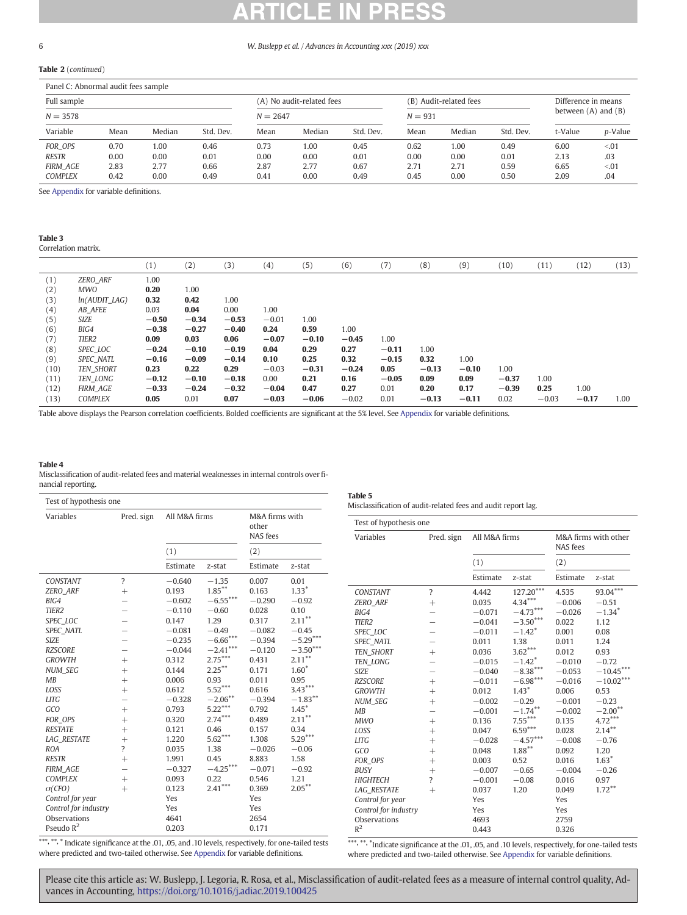**Table 2** (*continued*)

| Panel C: Abnormal audit fees sample | | | | | | | | | | | |
|---|---|---|---|---|---|---|---|---|---|---|---|
| Full sample | | | | (A) No audit-related fees | | | (B) Audit-related fees | | | Difference in means between (A) and (B) | |
| $N = 3578$ | | | | $N = 2647$ | | | $N = 931$ | | | | |
| Variable | Mean | Median | Std. Dev. | Mean | Median | Std. Dev. | Mean | Median | Std. Dev. | t-Value | *p*-Value |
| *FOR_OPS* | 0.70 | 1.00 | 0.46 | 0.73 | 1.00 | 0.45 | 0.62 | 1.00 | 0.49 | 6.00 | <.01 |
| *RESTR* | 0.00 | 0.00 | 0.01 | 0.00 | 0.00 | 0.01 | 0.00 | 0.00 | 0.01 | 2.13 | .03 |
| *FIRM_AGE* | 2.83 | 2.77 | 0.66 | 2.87 | 2.77 | 0.67 | 2.71 | 2.71 | 0.59 | 6.65 | <.01 |
| *COMPLEX* | 0.42 | 0.00 | 0.49 | 0.41 | 0.00 | 0.49 | 0.45 | 0.00 | 0.50 | 2.09 | .04 |

See Appendix for variable definitions.

**Table 3**
Correlation matrix.

| | | (1) | (2) | (3) | (4) | (5) | (6) | (7) | (8) | (9) | (10) | (11) | (12) | (13) |
|---|---|---|---|---|---|---|---|---|---|---|---|---|---|---|
| (1) | *ZERO_ARF* | 1.00 | | | | | | | | | | | | |
| (2) | *MWO* | **0.20** | 1.00 | | | | | | | | | | | |
| (3) | *ln(AUDIT_LAG)* | **0.32** | **0.42** | 1.00 | | | | | | | | | | |
| (4) | *AB_AFEE* | 0.03 | **0.04** | 0.00 | 1.00 | | | | | | | | | |
| (5) | *SIZE* | **−0.50** | **−0.34** | **−0.53** | −0.01 | 1.00 | | | | | | | | |
| (6) | *BIG4* | **−0.38** | **−0.27** | **−0.40** | **0.24** | **0.59** | 1.00 | | | | | | | |
| (7) | *TIER2* | **0.09** | **0.03** | **0.06** | **−0.07** | **−0.10** | **−0.45** | 1.00 | | | | | | |
| (8) | *SPEC_LOC* | **−0.24** | **−0.10** | **−0.19** | **0.04** | **0.29** | **0.27** | **−0.11** | 1.00 | | | | | |
| (9) | *SPEC_NATL* | **−0.16** | **−0.09** | **−0.14** | **0.10** | **0.25** | **0.32** | **−0.15** | **0.32** | 1.00 | | | | |
| (10) | *TEN_SHORT* | **0.23** | **0.22** | **0.29** | −0.03 | **−0.31** | **−0.24** | **0.05** | **−0.13** | **−0.10** | 1.00 | | | |
| (11) | *TEN_LONG* | **−0.12** | **−0.10** | **−0.18** | 0.00 | **0.21** | **0.16** | **−0.05** | **0.09** | **0.09** | **−0.37** | 1.00 | | |
| (12) | *FIRM_AGE* | **−0.33** | **−0.24** | **−0.32** | **−0.04** | **0.47** | **0.27** | 0.01 | **0.20** | **0.17** | **−0.39** | **0.25** | 1.00 | |
| (13) | *COMPLEX* | **0.05** | 0.01 | **0.07** | **−0.03** | **−0.06** | −0.02 | 0.01 | **−0.13** | **−0.11** | 0.02 | −0.03 | **−0.17** | 1.00 |

Table above displays the Pearson correlation coefficients. Bolded coefficients are significant at the 5% level. See Appendix for variable definitions.

**Table 4**
Misclassification of audit-related fees and material weaknesses in internal controls over financial reporting.

| Test of hypothesis one | | | | | |
|---|---|---|---|---|---|
| Variables | Pred. sign | All M&A firms | | M&A firms with other NAS fees | |
| | | (1) | | (2) | |
| | | Estimate | z-stat | Estimate | z-stat |
| *CONSTANT* | ? | −0.640 | −1.35 | 0.007 | 0.01 |
| *ZERO_ARF* | + | 0.193 | 1.85** | 0.163 | 1.33* |
| *BIG4* | − | −0.602 | −6.55*** | −0.290 | −0.92 |
| *TIER2* | − | −0.110 | −0.60 | 0.028 | 0.10 |
| *SPEC_LOC* | − | 0.147 | 1.29 | 0.317 | 2.11** |
| *SPEC_NATL* | − | −0.081 | −0.49 | −0.082 | −0.45 |
| *SIZE* | − | −0.235 | −6.66*** | −0.394 | −5.29*** |
| *RZSCORE* | − | −0.044 | −2.41*** | −0.120 | −3.50*** |
| *GROWTH* | + | 0.312 | 2.75*** | 0.431 | 2.11** |
| *NUM_SEG* | + | 0.144 | 2.25** | 0.171 | 1.60* |
| *MB* | + | 0.006 | 0.93 | 0.011 | 0.95 |
| *LOSS* | + | 0.612 | 5.52*** | 0.616 | 3.43*** |
| *LITG* | − | −0.328 | −2.06** | −0.394 | −1.83** |
| *GCO* | + | 0.793 | 5.22*** | 0.792 | 1.45* |
| *FOR_OPS* | + | 0.320 | 2.74*** | 0.489 | 2.11** |
| *RESTATE* | + | 0.121 | 0.46 | 0.157 | 0.34 |
| *LAG_RESTATE* | + | 1.220 | 5.62*** | 1.308 | 5.29*** |
| *ROA* | ? | 0.035 | 1.38 | −0.026 | −0.06 |
| *RESTR* | + | 1.991 | 0.45 | 8.883 | 1.58 |
| *FIRM_AGE* | − | −0.327 | −4.25*** | −0.071 | −0.92 |
| *COMPLEX* | + | 0.093 | 0.22 | 0.546 | 1.21 |
| *σ(CFO)* | + | 0.123 | 2.41*** | 0.369 | 2.05** |
| *Control for year* | | Yes | | Yes | |
| *Control for industry* | | Yes | | Yes | |
| Observations | | 4641 | | 2654 | |
| Pseudo $R^2$ | | 0.203 | | 0.171 | |

***, **, * Indicate significance at the .01, .05, and .10 levels, respectively, for one-tailed tests where predicted and two-tailed otherwise. See Appendix for variable definitions.

**Table 5**
Misclassification of audit-related fees and audit report lag.

| Test of hypothesis one | | | | | |
|---|---|---|---|---|---|
| Variables | Pred. sign | All M&A firms | | M&A firms with other NAS fees | |
| | | (1) | | (2) | |
| | | Estimate | z-stat | Estimate | z-stat |
| *CONSTANT* | ? | 4.442 | 127.20*** | 4.535 | 93.04*** |
| *ZERO_ARF* | + | 0.035 | 4.34*** | −0.006 | −0.51 |
| *BIG4* | − | −0.071 | −4.73*** | −0.026 | −1.34* |
| *TIER2* | − | −0.041 | −3.50*** | 0.022 | 1.12 |
| *SPEC_LOC* | − | −0.011 | −1.42* | 0.001 | 0.08 |
| *SPEC_NATL* | − | 0.011 | 1.38 | 0.011 | 1.24 |
| *TEN_SHORT* | + | 0.036 | 3.62*** | 0.012 | 0.93 |
| *TEN_LONG* | − | −0.015 | −1.42* | −0.010 | −0.72 |
| *SIZE* | − | −0.040 | −8.38*** | −0.053 | −10.45*** |
| *RZSCORE* | + | −0.011 | −6.98*** | −0.016 | −10.02*** |
| *GROWTH* | + | 0.012 | 1.43* | 0.006 | 0.53 |
| *NUM_SEG* | + | −0.002 | −0.29 | −0.001 | −0.23 |
| *MB* | − | −0.001 | −1.74** | −0.002 | −2.00** |
| *MWO* | + | 0.136 | 7.55*** | 0.135 | 4.72*** |
| *LOSS* | + | 0.047 | 6.59*** | 0.028 | 2.14** |
| *LITG* | + | −0.028 | −4.57*** | −0.008 | −0.76 |
| *GCO* | + | 0.048 | 1.88** | 0.092 | 1.20 |
| *FOR_OPS* | + | 0.003 | 0.52 | 0.016 | 1.63* |
| *BUSY* | + | −0.007 | −0.65 | −0.004 | −0.26 |
| *HIGHTECH* | ? | −0.001 | −0.08 | 0.016 | 0.97 |
| *LAG_RESTATE* | + | 0.037 | 1.20 | 0.049 | 1.72** |
| *Control for year* | | Yes | | Yes | |
| *Control for industry* | | Yes | | Yes | |
| Observations | | 4693 | | 2759 | |
| $R^2$ | | 0.443 | | 0.326 | |

***, **, * Indicate significance at the .01, .05, and .10 levels, respectively, for one-tailed tests where predicted and two-tailed otherwise. See Appendix for variable definitions.

Please cite this article as: W. Buslepp, J. Legoria, R. Rosa, et al., Misclassification of audit-related fees as a measure of internal control quality, Advances in Accounting, https://doi.org/10.1016/j.adiac.2019.100425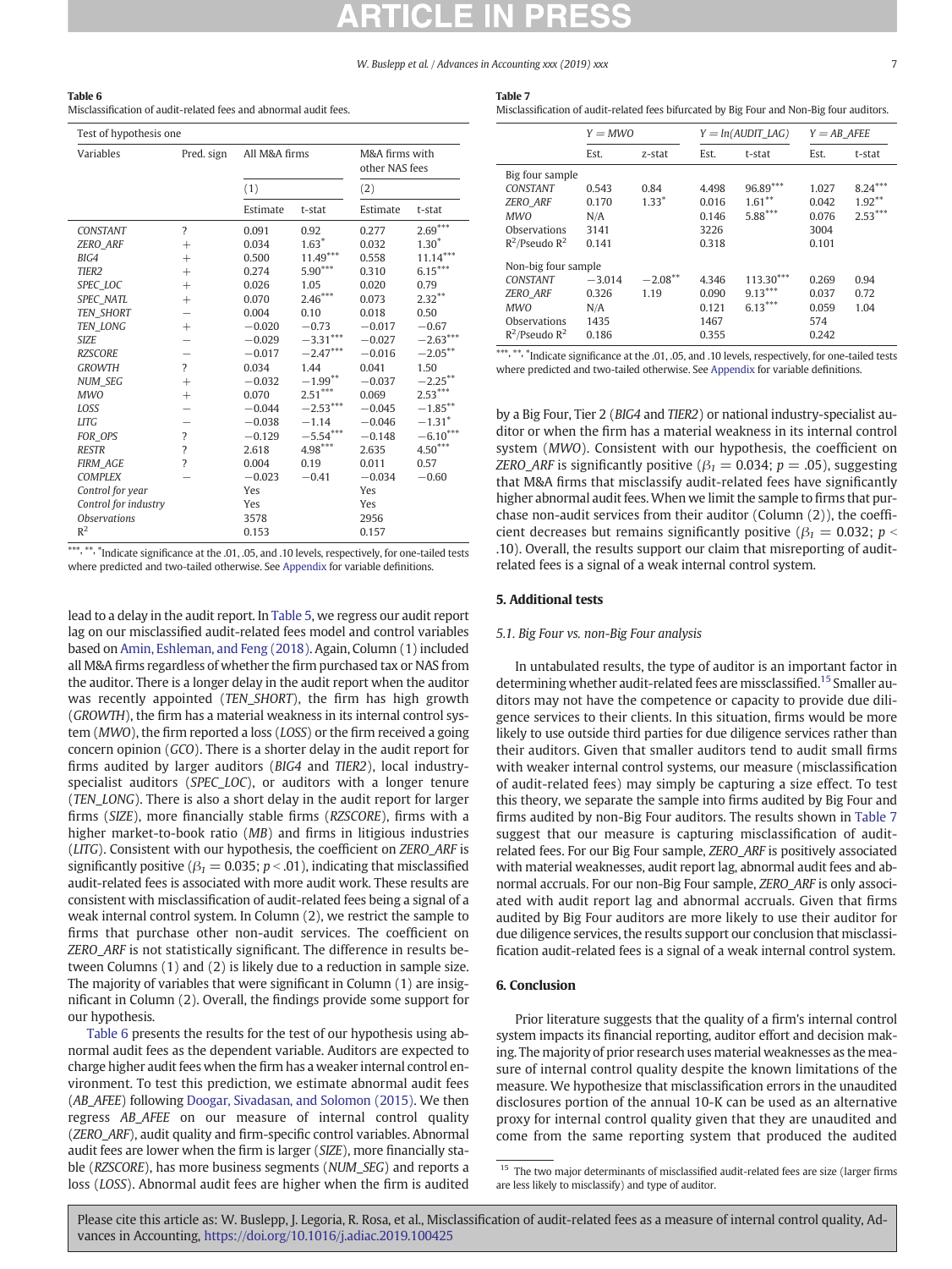**Table 6**
Misclassification of audit-related fees and abnormal audit fees.

| Test of hypothesis one | | | | | |
|---|---|---|---|---|---|
| Variables | Pred. sign | All M&A firms | | M&A firms with other NAS fees | |
| | | (1) | | (2) | |
| | | Estimate | t-stat | Estimate | t-stat |
| *CONSTANT* | ? | 0.091 | 0.92 | 0.277 | 2.69*** |
| *ZERO_ARF* | + | 0.034 | 1.63* | 0.032 | 1.30* |
| *BIG4* | + | 0.500 | 11.49*** | 0.558 | 11.14*** |
| *TIER2* | + | 0.274 | 5.90*** | 0.310 | 6.15*** |
| *SPEC_LOC* | + | 0.026 | 1.05 | 0.020 | 0.79 |
| *SPEC_NATL* | + | 0.070 | 2.46*** | 0.073 | 2.32** |
| *TEN_SHORT* | − | 0.004 | 0.10 | 0.018 | 0.50 |
| *TEN_LONG* | + | −0.020 | −0.73 | −0.017 | −0.67 |
| *SIZE* | − | −0.029 | −3.31*** | −0.027 | −2.63*** |
| *RZSCORE* | − | −0.017 | −2.47*** | −0.016 | −2.05** |
| *GROWTH* | ? | 0.034 | 1.44 | 0.041 | 1.50 |
| *NUM_SEG* | + | −0.032 | −1.99** | −0.037 | −2.25** |
| *MWO* | + | 0.070 | 2.51*** | 0.069 | 2.53*** |
| *LOSS* | − | −0.044 | −2.53*** | −0.045 | −1.85** |
| *LITG* | − | −0.038 | −1.14 | −0.046 | −1.31* |
| *FOR_OPS* | ? | −0.129 | −5.54*** | −0.148 | −6.10*** |
| *RESTR* | ? | 2.618 | 4.98*** | 2.635 | 4.50*** |
| *FIRM_AGE* | ? | 0.004 | 0.19 | 0.011 | 0.57 |
| *COMPLEX* | − | −0.023 | −0.41 | −0.034 | −0.60 |
| *Control for year* | | Yes | | Yes | |
| *Control for industry* | | Yes | | Yes | |
| *Observations* | | 3578 | | 2956 | |
| $R^2$ | | 0.153 | | 0.157 | |

***, **, *Indicate significance at the .01, .05, and .10 levels, respectively, for one-tailed tests where predicted and two-tailed otherwise. See Appendix for variable definitions.

lead to a delay in the audit report. In Table 5, we regress our audit report lag on our misclassified audit-related fees model and control variables based on Amin, Eshleman, and Feng (2018). Again, Column (1) included all M&A firms regardless of whether the firm purchased tax or NAS from the auditor. There is a longer delay in the audit report when the auditor was recently appointed (*TEN_SHORT*), the firm has high growth (*GROWTH*), the firm has a material weakness in its internal control system (*MWO*), the firm reported a loss (*LOSS*) or the firm received a going concern opinion (*GCO*). There is a shorter delay in the audit report for firms audited by larger auditors (*BIG4* and *TIER2*), local industry-specialist auditors (*SPEC_LOC*), or auditors with a longer tenure (*TEN_LONG*). There is also a short delay in the audit report for larger firms (*SIZE*), more financially stable firms (*RZSCORE*), firms with a higher market-to-book ratio (*MB*) and firms in litigious industries (*LITG*). Consistent with our hypothesis, the coefficient on *ZERO_ARF* is significantly positive ($\beta_1 = 0.035$; $p < .01$), indicating that misclassified audit-related fees is associated with more audit work. These results are consistent with misclassification of audit-related fees being a signal of a weak internal control system. In Column (2), we restrict the sample to firms that purchase other non-audit services. The coefficient on *ZERO_ARF* is not statistically significant. The difference in results between Columns (1) and (2) is likely due to a reduction in sample size. The majority of variables that were significant in Column (1) are insignificant in Column (2). Overall, the findings provide some support for our hypothesis.

Table 6 presents the results for the test of our hypothesis using abnormal audit fees as the dependent variable. Auditors are expected to charge higher audit fees when the firm has a weaker internal control environment. To test this prediction, we estimate abnormal audit fees (*AB_AFEE*) following Doogar, Sivadasan, and Solomon (2015). We then regress *AB_AFEE* on our measure of internal control quality (*ZERO_ARF*), audit quality and firm-specific control variables. Abnormal audit fees are lower when the firm is larger (*SIZE*), more financially stable (*RZSCORE*), has more business segments (*NUM_SEG*) and reports a loss (*LOSS*). Abnormal audit fees are higher when the firm is audited by a Big Four, Tier 2 (*BIG4* and *TIER2*) or national industry-specialist auditor or when the firm has a material weakness in its internal control system (*MWO*). Consistent with our hypothesis, the coefficient on *ZERO_ARF* is significantly positive ($\beta_1 = 0.034$; $p = .05$), suggesting that M&A firms that misclassify audit-related fees have significantly higher abnormal audit fees. When we limit the sample to firms that purchase non-audit services from their auditor (Column (2)), the coefficient decreases but remains significantly positive ($\beta_1 = 0.032$; $p < .10$). Overall, the results support our claim that misreporting of audit-related fees is a signal of a weak internal control system.

**Table 7**
Misclassification of audit-related fees bifurcated by Big Four and Non-Big four auditors.

| | $Y = MWO$ | | $Y = ln(AUDIT\_LAG)$ | | $Y = AB\_AFEE$ | |
|---|---|---|---|---|---|---|
| | Est. | z-stat | Est. | t-stat | Est. | t-stat |
| Big four sample | | | | | | |
| *CONSTANT* | 0.543 | 0.84 | 4.498 | 96.89*** | 1.027 | 8.24*** |
| *ZERO_ARF* | 0.170 | 1.33* | 0.016 | 1.61** | 0.042 | 1.92** |
| *MWO* | N/A | | 0.146 | 5.88*** | 0.076 | 2.53*** |
| Observations | 3141 | | 3226 | | 3004 | |
| $R^2$/Pseudo $R^2$ | 0.141 | | 0.318 | | 0.101 | |
| Non-big four sample | | | | | | |
| *CONSTANT* | −3.014 | −2.08** | 4.346 | 113.30*** | 0.269 | 0.94 |
| *ZERO_ARF* | 0.326 | 1.19 | 0.090 | 9.13*** | 0.037 | 0.72 |
| *MWO* | N/A | | 0.121 | 6.13*** | 0.059 | 1.04 |
| Observations | 1435 | | 1467 | | 574 | |
| $R^2$/Pseudo $R^2$ | 0.186 | | 0.355 | | 0.242 | |

***, **, *Indicate significance at the .01, .05, and .10 levels, respectively, for one-tailed tests where predicted and two-tailed otherwise. See Appendix for variable definitions.

## 5. Additional tests

### 5.1. Big Four vs. non-Big Four analysis

In untabulated results, the type of auditor is an important factor in determining whether audit-related fees are missclassified.[15] Smaller auditors may not have the competence or capacity to provide due diligence services to their clients. In this situation, firms would be more likely to use outside third parties for due diligence services rather than their auditors. Given that smaller auditors tend to audit small firms with weaker internal control systems, our measure (misclassification of audit-related fees) may simply be capturing a size effect. To test this theory, we separate the sample into firms audited by Big Four and firms audited by non-Big Four auditors. The results shown in Table 7 suggest that our measure is capturing misclassification of audit-related fees. For our Big Four sample, *ZERO_ARF* is positively associated with material weaknesses, audit report lag, abnormal audit fees and abnormal accruals. For our non-Big Four sample, *ZERO_ARF* is only associated with audit report lag and abnormal accruals. Given that firms audited by Big Four auditors are more likely to use their auditor for due diligence services, the results support our conclusion that misclassification audit-related fees is a signal of a weak internal control system.

## 6. Conclusion

Prior literature suggests that the quality of a firm's internal control system impacts its financial reporting, auditor effort and decision making. The majority of prior research uses material weaknesses as the measure of internal control quality despite the known limitations of the measure. We hypothesize that misclassification errors in the unaudited disclosures portion of the annual 10-K can be used as an alternative proxy for internal control quality given that they are unaudited and come from the same reporting system that produced the audited

[15] The two major determinants of misclassified audit-related fees are size (larger firms are less likely to misclassify) and type of auditor.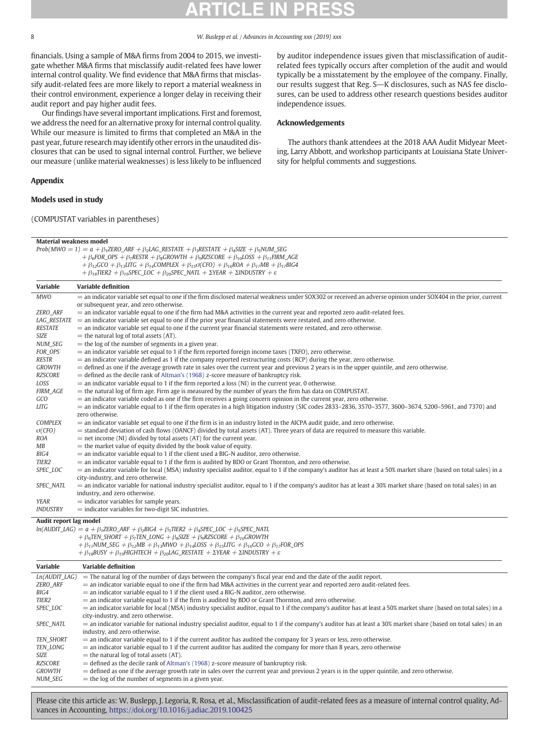financials. Using a sample of M&A firms from 2004 to 2015, we investigate whether M&A firms that misclassify audit-related fees have lower internal control quality. We find evidence that M&A firms that misclassify audit-related fees are more likely to report a material weakness in their control environment, experience a longer delay in receiving their audit report and pay higher audit fees.

Our findings have several important implications. First and foremost, we address the need for an alternative proxy for internal control quality. While our measure is limited to firms that completed an M&A in the past year, future research may identify other errors in the unaudited disclosures that can be used to signal internal control. Further, we believe our measure (unlike material weaknesses) is less likely to be influenced by auditor independence issues given that misclassification of audit-related fees typically occurs after completion of the audit and would typically be a misstatement by the employee of the company. Finally, our results suggest that Reg. S—K disclosures, such as NAS fee disclosures, can be used to address other research questions besides auditor independence issues.

## Acknowledgements

The authors thank attendees at the 2018 AAA Audit Midyear Meeting, Larry Abbott, and workshop participants at Louisiana State University for helpful comments and suggestions.

## Appendix

### Models used in study

(COMPUSTAT variables in parentheses)

**Material weakness model**

$$Prob(MWO = 1) = a + \beta_1 ZERO\_ARF + \beta_2 LAG\_RESTATE + \beta_3 RESTATE + \beta_4 SIZE + \beta_5 NUM\_SEG + \beta_6 FOR\_OPS + \beta_7 RESTR + \beta_8 GROWTH + \beta_9 RZSCORE + \beta_{10} LOSS + \beta_{11} FIRM\_AGE + \beta_{12} GCO + \beta_{13} LITG + \beta_{14} COMPLEX + \beta_{15} \sigma(CFO) + \beta_{16} ROA + \beta_{17} MB + \beta_{17} BIG4 + \beta_{18} TIER2 + \beta_{19} SPEC\_LOC + \beta_{20} SPEC\_NATL + \Sigma YEAR + \Sigma INDUSTRY + \varepsilon$$

| Variable | Variable definition |
|---|---|
| *MWO* | = an indicator variable set equal to one if the firm disclosed material weakness under SOX302 or received an adverse opinion under SOX404 in the prior, current or subsequent year, and zero otherwise. |
| *ZERO_ARF* | = an indicator variable equal to one if the firm had M&A activities in the current year and reported zero audit-related fees. |
| *LAG_RESTATE* | = an indicator variable set equal to one if the prior year financial statements were restated, and zero otherwise. |
| *RESTATE* | = an indicator variable set equal to one if the current year financial statements were restated, and zero otherwise. |
| *SIZE* | = the natural log of total assets (AT). |
| *NUM_SEG* | = the log of the number of segments in a given year. |
| *FOR_OPS* | = an indicator variable set equal to 1 if the firm reported foreign income taxes (TXFO), zero otherwise. |
| *RESTR* | = an indicator variable defined as 1 if the company reported restructuring costs (RCP) during the year, zero otherwise. |
| *GROWTH* | = defined as one if the average growth rate in sales over the current year and previous 2 years is in the upper quintile, and zero otherwise. |
| *RZSCORE* | = defined as the decile rank of Altman's (1968) z-score measure of bankruptcy risk. |
| *LOSS* | = an indicator variable equal to 1 if the firm reported a loss (NI) in the current year, 0 otherwise. |
| *FIRM_AGE* | = the natural log of firm age. Firm age is measured by the number of years the firm has data on COMPUSTAT. |
| *GCO* | = an indicator variable coded as one if the firm receives a going concern opinion in the current year, zero otherwise. |
| *LITG* | = an indicator variable equal to 1 if the firm operates in a high litigation industry (SIC codes 2833–2836, 3570–3577, 3600–3674, 5200–5961, and 7370) and zero otherwise. |
| *COMPLEX* | = an indicator variable set equal to one if the firm is in an industry listed in the AICPA audit guide, and zero otherwise. |
| *σ(CFO)* | = standard deviation of cash flows (OANCF) divided by total assets (AT). Three years of data are required to measure this variable. |
| *ROA* | = net income (NI) divided by total assets (AT) for the current year. |
| *MB* | = the market value of equity divided by the book value of equity. |
| *BIG4* | = an indicator variable equal to 1 if the client used a BIG-N auditor, zero otherwise. |
| *TIER2* | = an indicator variable equal to 1 if the firm is audited by BDO or Grant Thornton, and zero otherwise. |
| *SPEC_LOC* | = an indicator variable for local (MSA) industry specialist auditor, equal to 1 if the company's auditor has at least a 50% market share (based on total sales) in a city-industry, and zero otherwise. |
| *SPEC_NATL* | = an indicator variable for national industry specialist auditor, equal to 1 if the company's auditor has at least a 30% market share (based on total sales) in an industry, and zero otherwise. |
| *YEAR* | = indicator variables for sample years. |
| *INDUSTRY* | = indicator variables for two-digit SIC industries. |

**Audit report lag model**

$$ln(AUDIT\_LAG) = a + \beta_1 ZERO\_ARF + \beta_2 BIG4 + \beta_3 TIER2 + \beta_4 SPEC\_LOC + \beta_5 SPEC\_NATL + \beta_6 TEN\_SHORT + \beta_7 TEN\_LONG + \beta_8 SIZE + \beta_9 RZSCORE + \beta_{10} GROWTH + \beta_{11} NUM\_SEG + \beta_{12} MB + \beta_{13} MWO + \beta_{14} LOSS + \beta_{15} LITG + \beta_{16} GCO + \beta_{17} FOR\_OPS + \beta_{18} BUSY + \beta_{19} HIGHTECH + \beta_{20} LAG\_RESTATE + \Sigma YEAR + \Sigma INDUSTRY + \varepsilon$$

| Variable | Variable definition |
|---|---|
| *Ln(AUDIT_LAG)* | = The natural log of the number of days between the company's fiscal year end and the date of the audit report. |
| *ZERO_ARF* | = an indicator variable equal to one if the firm had M&A activities in the current year and reported zero audit-related fees. |
| *BIG4* | = an indicator variable equal to 1 if the client used a BIG-N auditor, zero otherwise. |
| *TIER2* | = an indicator variable equal to 1 if the firm is audited by BDO or Grant Thornton, and zero otherwise. |
| *SPEC_LOC* | = an indicator variable for local (MSA) industry specialist auditor, equal to 1 if the company's auditor has at least a 50% market share (based on total sales) in a city-industry, and zero otherwise. |
| *SPEC_NATL* | = an indicator variable for national industry specialist auditor, equal to 1 if the company's auditor has at least a 30% market share (based on total sales) in an industry, and zero otherwise. |
| *TEN_SHORT* | = an indicator variable equal to 1 if the current auditor has audited the company for 3 years or less, zero otherwise. |
| *TEN_LONG* | = an indicator variable equal to 1 if the current auditor has audited the company for more than 8 years, zero otherwise |
| *SIZE* | = the natural log of total assets (AT). |
| *RZSCORE* | = defined as the decile rank of Altman's (1968) z-score measure of bankruptcy risk. |
| *GROWTH* | = defined as one if the average growth rate in sales over the current year and previous 2 years is in the upper quintile, and zero otherwise. |
| *NUM_SEG* | = the log of the number of segments in a given year. |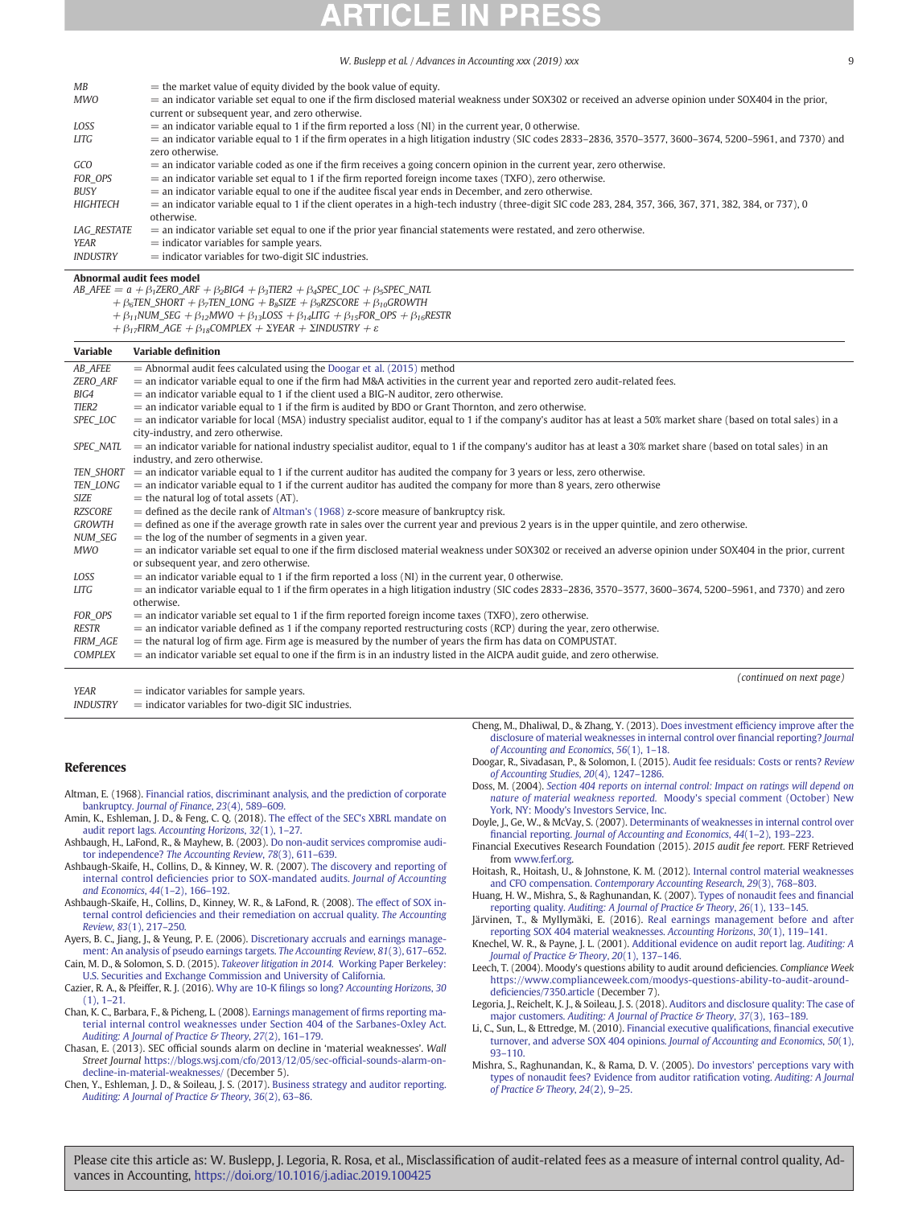| | |
|---|---|
| *MB* | = the market value of equity divided by the book value of equity. |
| *MWO* | = an indicator variable set equal to one if the firm disclosed material weakness under SOX302 or received an adverse opinion under SOX404 in the prior, current or subsequent year, and zero otherwise. |
| *LOSS* | = an indicator variable equal to 1 if the firm reported a loss (NI) in the current year, 0 otherwise. |
| *LITG* | = an indicator variable equal to 1 if the firm operates in a high litigation industry (SIC codes 2833–2836, 3570–3577, 3600–3674, 5200–5961, and 7370) and zero otherwise. |
| *GCO* | = an indicator variable coded as one if the firm receives a going concern opinion in the current year, zero otherwise. |
| *FOR_OPS* | = an indicator variable set equal to 1 if the firm reported foreign income taxes (TXFO), zero otherwise. |
| *BUSY* | = an indicator variable equal to one if the auditee fiscal year ends in December, and zero otherwise. |
| *HIGHTECH* | = an indicator variable equal to 1 if the client operates in a high-tech industry (three-digit SIC code 283, 284, 357, 366, 367, 371, 382, 384, or 737), 0 otherwise. |
| *LAG_RESTATE* | = an indicator variable set equal to one if the prior year financial statements were restated, and zero otherwise. |
| *YEAR* | = indicator variables for sample years. |
| *INDUSTRY* | = indicator variables for two-digit SIC industries. |

**Abnormal audit fees model**

$$AB\_AFEE = a + \beta_1 ZERO\_ARF + \beta_2 BIG4 + \beta_3 TIER2 + \beta_4 SPEC\_LOC + \beta_5 SPEC\_NATL + \beta_6 TEN\_SHORT + \beta_7 TEN\_LONG + B_8 SIZE + \beta_9 RZSCORE + \beta_{10} GROWTH + \beta_{11} NUM\_SEG + \beta_{12} MWO + \beta_{13} LOSS + \beta_{14} LITG + \beta_{15} FOR\_OPS + \beta_{16} RESTR + \beta_{17} FIRM\_AGE + \beta_{18} COMPLEX + \Sigma YEAR + \Sigma INDUSTRY + \varepsilon$$

| Variable | Variable definition |
|---|---|
| *AB_AFEE* | = Abnormal audit fees calculated using the Doogar et al. (2015) method |
| *ZERO_ARF* | = an indicator variable equal to one if the firm had M&A activities in the current year and reported zero audit-related fees. |
| *BIG4* | = an indicator variable equal to 1 if the client used a BIG-N auditor, zero otherwise. |
| *TIER2* | = an indicator variable equal to 1 if the firm is audited by BDO or Grant Thornton, and zero otherwise. |
| *SPEC_LOC* | = an indicator variable for local (MSA) industry specialist auditor, equal to 1 if the company's auditor has at least a 50% market share (based on total sales) in a city-industry, and zero otherwise. |
| *SPEC_NATL* | = an indicator variable for national industry specialist auditor, equal to 1 if the company's auditor has at least a 30% market share (based on total sales) in an industry, and zero otherwise. |
| *TEN_SHORT* | = an indicator variable equal to 1 if the current auditor has audited the company for 3 years or less, zero otherwise. |
| *TEN_LONG* | = an indicator variable equal to 1 if the current auditor has audited the company for more than 8 years, zero otherwise |
| *SIZE* | = the natural log of total assets (AT). |
| *RZSCORE* | = defined as the decile rank of Altman's (1968) z-score measure of bankruptcy risk. |
| *GROWTH* | = defined as one if the average growth rate in sales over the current year and previous 2 years is in the upper quintile, and zero otherwise. |
| *NUM_SEG* | = the log of the number of segments in a given year. |
| *MWO* | = an indicator variable set equal to one if the firm disclosed material weakness under SOX302 or received an adverse opinion under SOX404 in the prior, current or subsequent year, and zero otherwise. |
| *LOSS* | = an indicator variable equal to 1 if the firm reported a loss (NI) in the current year, 0 otherwise. |
| *LITG* | = an indicator variable equal to 1 if the firm operates in a high litigation industry (SIC codes 2833–2836, 3570–3577, 3600–3674, 5200–5961, and 7370) and zero otherwise. |
| *FOR_OPS* | = an indicator variable set equal to 1 if the firm reported foreign income taxes (TXFO), zero otherwise. |
| *RESTR* | = an indicator variable defined as 1 if the company reported restructuring costs (RCP) during the year, zero otherwise. |
| *FIRM_AGE* | = the natural log of firm age. Firm age is measured by the number of years the firm has data on COMPUSTAT. |
| *COMPLEX* | = an indicator variable set equal to one if the firm is in an industry listed in the AICPA audit guide, and zero otherwise. |
| *YEAR* | = indicator variables for sample years. |
| *INDUSTRY* | = indicator variables for two-digit SIC industries. |

*(continued on next page)*

## References

Altman, E. (1968). Financial ratios, discriminant analysis, and the prediction of corporate bankruptcy. *Journal of Finance*, *23*(4), 589–609.

Amin, K., Eshleman, J. D., & Feng, C. Q. (2018). The effect of the SEC's XBRL mandate on audit report lags. *Accounting Horizons*, *32*(1), 1–27.

Ashbaugh, H., LaFond, R., & Mayhew, B. (2003). Do non-audit services compromise auditor independence? *The Accounting Review*, *78*(3), 611–639.

Ashbaugh-Skaife, H., Collins, D., & Kinney, W. R. (2007). The discovery and reporting of internal control deficiencies prior to SOX-mandated audits. *Journal of Accounting and Economics*, *44*(1–2), 166–192.

Ashbaugh-Skaife, H., Collins, D., Kinney, W. R., & LaFond, R. (2008). The effect of SOX internal control deficiencies and their remediation on accrual quality. *The Accounting Review*, *83*(1), 217–250.

Ayers, B. C., Jiang, J., & Yeung, P. E. (2006). Discretionary accruals and earnings management: An analysis of pseudo earnings targets. *The Accounting Review*, *81*(3), 617–652.

Cain, M. D., & Solomon, S. D. (2015). *Takeover litigation in 2014.* Working Paper Berkeley: U.S. Securities and Exchange Commission and University of California.

Cazier, R. A., & Pfeiffer, R. J. (2016). Why are 10-K filings so long? *Accounting Horizons*, *30*(1), 1–21.

Chan, K. C., Barbara, F., & Picheng, L. (2008). Earnings management of firms reporting material internal control weaknesses under Section 404 of the Sarbanes-Oxley Act. *Auditing: A Journal of Practice & Theory*, *27*(2), 161–179.

Chasan, E. (2013). SEC official sounds alarm on decline in 'material weaknesses'. *Wall Street Journal* https://blogs.wsj.com/cfo/2013/12/05/sec-official-sounds-alarm-on-decline-in-material-weaknesses/ (December 5).

Chen, Y., Eshleman, J. D., & Soileau, J. S. (2017). Business strategy and auditor reporting. *Auditing: A Journal of Practice & Theory*, *36*(2), 63–86.

Cheng, M., Dhaliwal, D., & Zhang, Y. (2013). Does investment efficiency improve after the disclosure of material weaknesses in internal control over financial reporting? *Journal of Accounting and Economics*, *56*(1), 1–18.

Doogar, R., Sivadasan, P., & Solomon, I. (2015). Audit fee residuals: Costs or rents? *Review of Accounting Studies*, *20*(4), 1247–1286.

Doss, M. (2004). *Section 404 reports on internal control: Impact on ratings will depend on nature of material weakness reported.* Moody's special comment (October) New York, NY: Moody's Investors Service, Inc.

Doyle, J., Ge, W., & McVay, S. (2007). Determinants of weaknesses in internal control over financial reporting. *Journal of Accounting and Economics*, *44*(1–2), 193–223.

Financial Executives Research Foundation (2015). *2015 audit fee report.* FERF Retrieved from www.ferf.org.

Hoitash, R., Hoitash, U., & Johnstone, K. M. (2012). Internal control material weaknesses and CFO compensation. *Contemporary Accounting Research*, *29*(3), 768–803.

Huang, H. W., Mishra, S., & Raghunandan, K. (2007). Types of nonaudit fees and financial reporting quality. *Auditing: A Journal of Practice & Theory*, *26*(1), 133–145.

Järvinen, T., & Myllymäki, E. (2016). Real earnings management before and after reporting SOX 404 material weaknesses. *Accounting Horizons*, *30*(1), 119–141.

Knechel, W. R., & Payne, J. L. (2001). Additional evidence on audit report lag. *Auditing: A Journal of Practice & Theory*, *20*(1), 137–146.

Leech, T. (2004). Moody's questions ability to audit around deficiencies. *Compliance Week* https://www.complianceweek.com/moodys-questions-ability-to-audit-around-deficiencies/7350.article (December 7).

Legoria, J., Reichelt, K. J., & Soileau, J. S. (2018). Auditors and disclosure quality: The case of major customers. *Auditing: A Journal of Practice & Theory*, *37*(3), 163–189.

Li, C., Sun, L., & Ettredge, M. (2010). Financial executive qualifications, financial executive turnover, and adverse SOX 404 opinions. *Journal of Accounting and Economics*, *50*(1), 93–110.

Mishra, S., Raghunandan, K., & Rama, D. V. (2005). Do investors' perceptions vary with types of nonaudit fees? Evidence from auditor ratification voting. *Auditing: A Journal of Practice & Theory*, *24*(2), 9–25.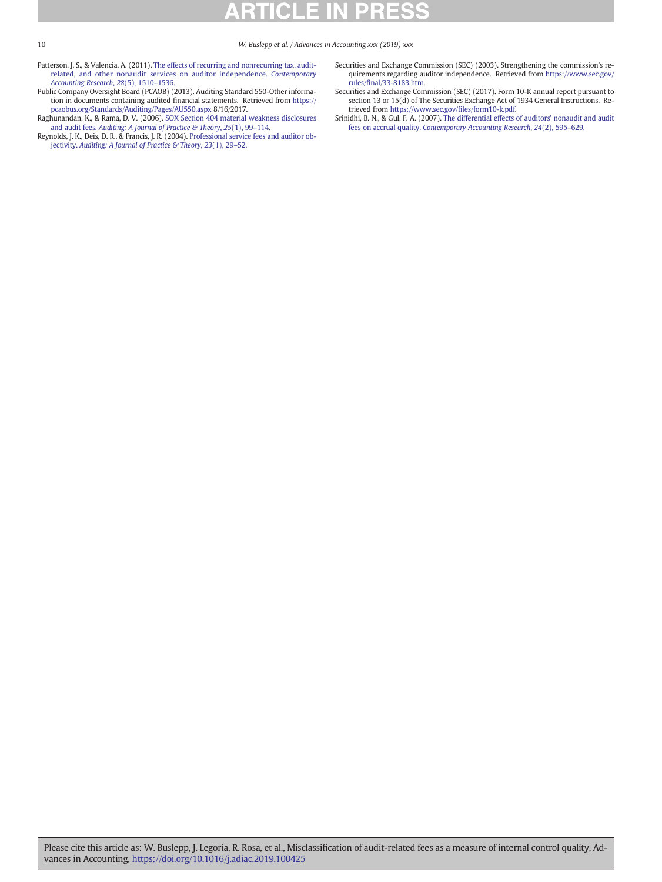Patterson, J. S., & Valencia, A. (2011). The effects of recurring and nonrecurring tax, audit-related, and other nonaudit services on auditor independence. *Contemporary Accounting Research*, *28*(5), 1510–1536.

Public Company Oversight Board (PCAOB) (2013). Auditing Standard 550-Other information in documents containing audited financial statements. Retrieved from https://pcaobus.org/Standards/Auditing/Pages/AU550.aspx 8/16/2017.

Raghunandan, K., & Rama, D. V. (2006). SOX Section 404 material weakness disclosures and audit fees. *Auditing: A Journal of Practice & Theory*, *25*(1), 99–114.

Reynolds, J. K., Deis, D. R., & Francis, J. R. (2004). Professional service fees and auditor objectivity. *Auditing: A Journal of Practice & Theory*, *23*(1), 29–52.

Securities and Exchange Commission (SEC) (2003). Strengthening the commission's requirements regarding auditor independence. Retrieved from https://www.sec.gov/rules/final/33-8183.htm.

Securities and Exchange Commission (SEC) (2017). Form 10-K annual report pursuant to section 13 or 15(d) of The Securities Exchange Act of 1934 General Instructions. Retrieved from https://www.sec.gov/files/form10-k.pdf.

Srinidhi, B. N., & Gul, F. A. (2007). The differential effects of auditors' nonaudit and audit fees on accrual quality. *Contemporary Accounting Research*, *24*(2), 595–629.

Please cite this article as: W. Buslepp, J. Legoria, R. Rosa, et al., Misclassification of audit-related fees as a measure of internal control quality, Advances in Accounting, https://doi.org/10.1016/j.adiac.2019.100425